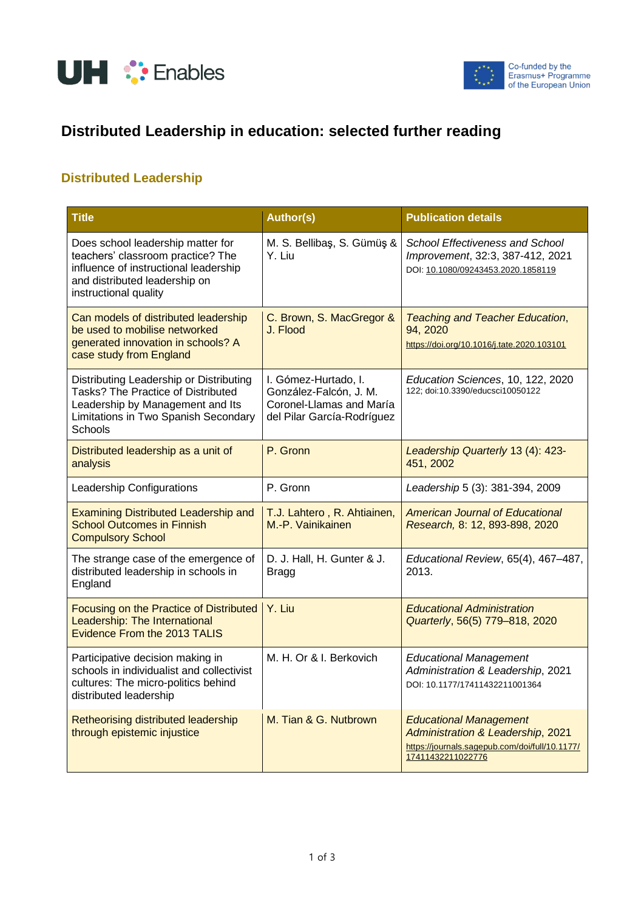# Distributed Leadership in education: selected further reading

## Distributed Leadership

| Title | Author(s) | Publication details |
|---|---|---|
| Does school leadership matter for teachers' classroom practice? The influence of instructional leadership and distributed leadership on instructional quality | M. S. Bellibaş, S. Gümüş & Y. Liu | *School Effectiveness and School Improvement*, 32:3, 387-412, 2021 DOI: 10.1080/09243453.2020.1858119 |
| Can models of distributed leadership be used to mobilise networked generated innovation in schools? A case study from England | C. Brown, S. MacGregor & J. Flood | *Teaching and Teacher Education*, 94, 2020 https://doi.org/10.1016/j.tate.2020.103101 |
| Distributing Leadership or Distributing Tasks? The Practice of Distributed Leadership by Management and Its Limitations in Two Spanish Secondary Schools | I. Gómez-Hurtado, I. González-Falcón, J. M. Coronel-Llamas and María del Pilar García-Rodríguez | *Education Sciences*, 10, 122, 2020 122; doi:10.3390/educsci10050122 |
| Distributed leadership as a unit of analysis | P. Gronn | *Leadership Quarterly* 13 (4): 423-451, 2002 |
| Leadership Configurations | P. Gronn | *Leadership* 5 (3): 381-394, 2009 |
| Examining Distributed Leadership and School Outcomes in Finnish Compulsory School | T.J. Lahtero , R. Ahtiainen, M.-P. Vainikainen | *American Journal of Educational Research,* 8: 12, 893-898, 2020 |
| The strange case of the emergence of distributed leadership in schools in England | D. J. Hall, H. Gunter & J. Bragg | *Educational Review*, 65(4), 467–487, 2013. |
| Focusing on the Practice of Distributed Leadership: The International Evidence From the 2013 TALIS | Y. Liu | *Educational Administration Quarterly*, 56(5) 779–818, 2020 |
| Participative decision making in schools in individualist and collectivist cultures: The micro-politics behind distributed leadership | M. H. Or & I. Berkovich | *Educational Management Administration & Leadership*, 2021 DOI: 10.1177/17411432211001364 |
| Retheorising distributed leadership through epistemic injustice | M. Tian & G. Nutbrown | *Educational Management Administration & Leadership*, 2021 https://journals.sagepub.com/doi/full/10.1177/17411432211022776 |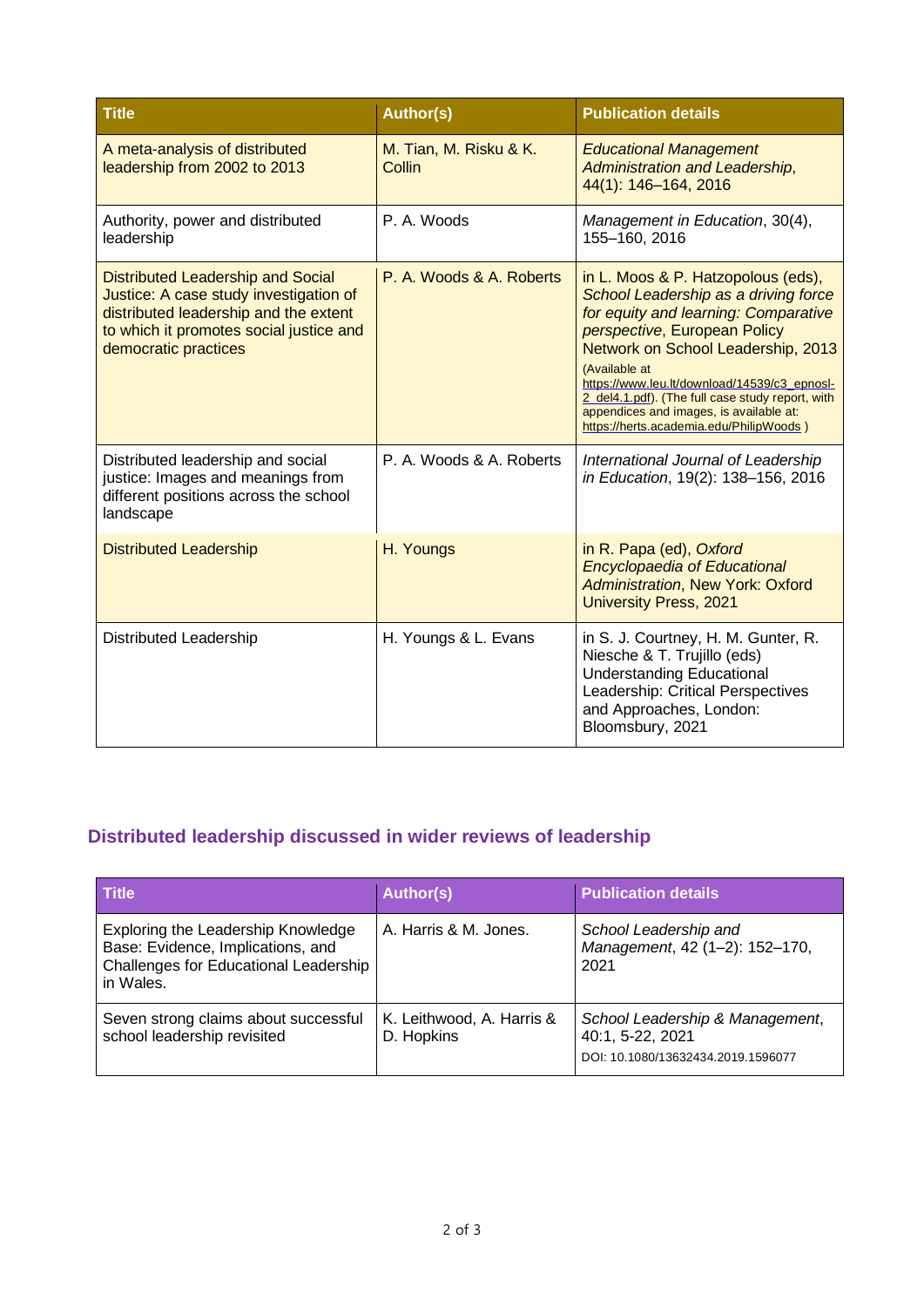| Title | Author(s) | Publication details |
|---|---|---|
| A meta-analysis of distributed leadership from 2002 to 2013 | M. Tian, M. Risku & K. Collin | *Educational Management Administration and Leadership*, 44(1): 146–164, 2016 |
| Authority, power and distributed leadership | P. A. Woods | *Management in Education*, 30(4), 155–160, 2016 |
| Distributed Leadership and Social Justice: A case study investigation of distributed leadership and the extent to which it promotes social justice and democratic practices | P. A. Woods & A. Roberts | in L. Moos & P. Hatzopolous (eds), *School Leadership as a driving force for equity and learning: Comparative perspective*, European Policy Network on School Leadership, 2013 (Available at https://www.leu.lt/download/14539/c3_epnosl-2_del4.1.pdf). (The full case study report, with appendices and images, is available at: https://herts.academia.edu/PhilipWoods ) |
| Distributed leadership and social justice: Images and meanings from different positions across the school landscape | P. A. Woods & A. Roberts | *International Journal of Leadership in Education*, 19(2): 138–156, 2016 |
| Distributed Leadership | H. Youngs | in R. Papa (ed), *Oxford Encyclopaedia of Educational Administration*, New York: Oxford University Press, 2021 |
| Distributed Leadership | H. Youngs & L. Evans | in S. J. Courtney, H. M. Gunter, R. Niesche & T. Trujillo (eds) Understanding Educational Leadership: Critical Perspectives and Approaches, London: Bloomsbury, 2021 |

## Distributed leadership discussed in wider reviews of leadership

| Title | Author(s) | Publication details |
|---|---|---|
| Exploring the Leadership Knowledge Base: Evidence, Implications, and Challenges for Educational Leadership in Wales. | A. Harris & M. Jones. | *School Leadership and Management*, 42 (1–2): 152–170, 2021 |
| Seven strong claims about successful school leadership revisited | K. Leithwood, A. Harris & D. Hopkins | *School Leadership & Management*, 40:1, 5-22, 2021 DOI: 10.1080/13632434.2019.1596077 |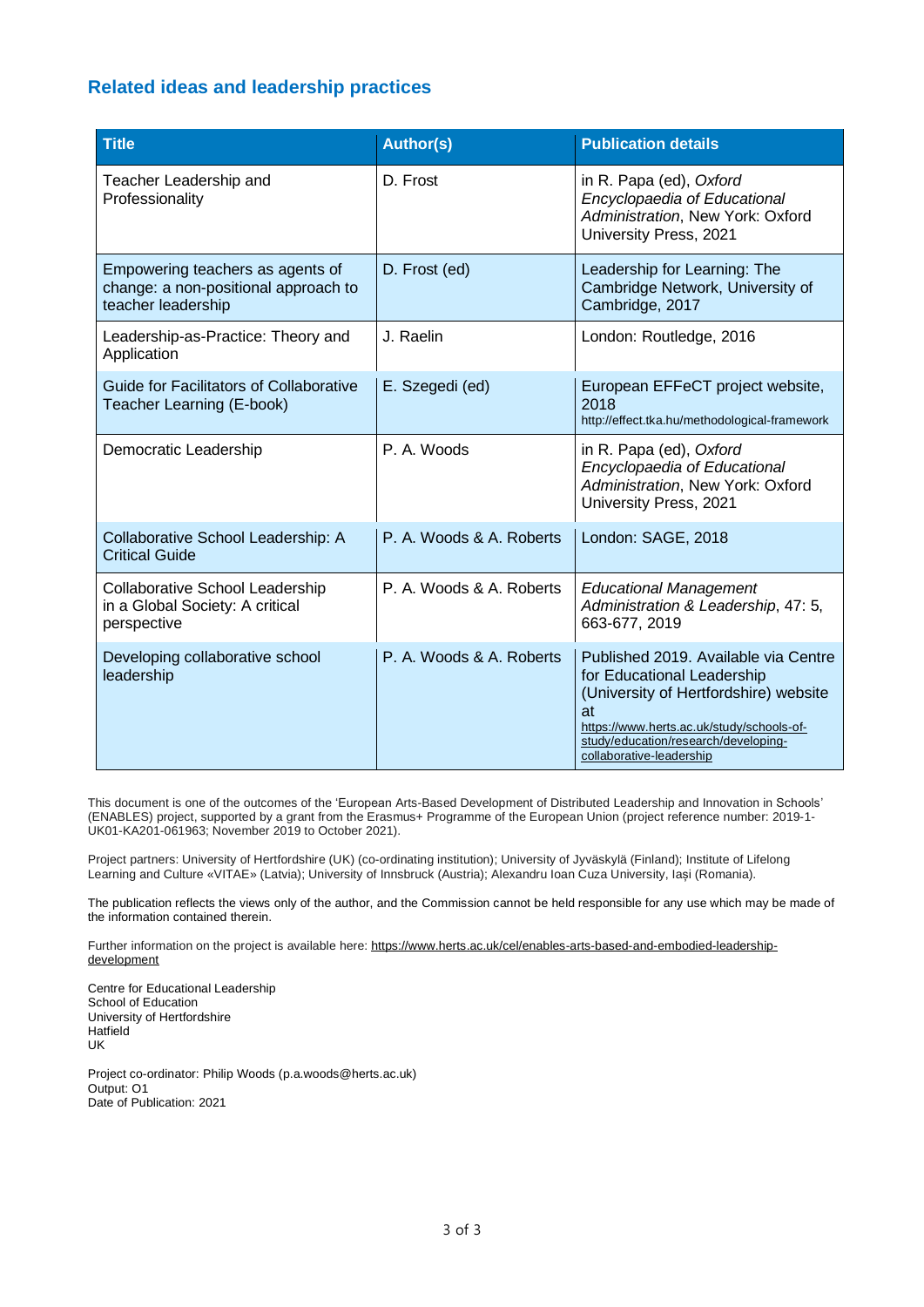## Related ideas and leadership practices

| Title | Author(s) | Publication details |
|---|---|---|
| Teacher Leadership and Professionality | D. Frost | in R. Papa (ed), *Oxford Encyclopaedia of Educational Administration*, New York: Oxford University Press, 2021 |
| Empowering teachers as agents of change: a non-positional approach to teacher leadership | D. Frost (ed) | Leadership for Learning: The Cambridge Network, University of Cambridge, 2017 |
| Leadership-as-Practice: Theory and Application | J. Raelin | London: Routledge, 2016 |
| Guide for Facilitators of Collaborative Teacher Learning (E-book) | E. Szegedi (ed) | European EFFeCT project website, 2018 http://effect.tka.hu/methodological-framework |
| Democratic Leadership | P. A. Woods | in R. Papa (ed), *Oxford Encyclopaedia of Educational Administration*, New York: Oxford University Press, 2021 |
| Collaborative School Leadership: A Critical Guide | P. A. Woods & A. Roberts | London: SAGE, 2018 |
| Collaborative School Leadership in a Global Society: A critical perspective | P. A. Woods & A. Roberts | *Educational Management Administration & Leadership*, 47: 5, 663-677, 2019 |
| Developing collaborative school leadership | P. A. Woods & A. Roberts | Published 2019. Available via Centre for Educational Leadership (University of Hertfordshire) website at https://www.herts.ac.uk/study/schools-of-study/education/research/developing-collaborative-leadership |

This document is one of the outcomes of the 'European Arts-Based Development of Distributed Leadership and Innovation in Schools' (ENABLES) project, supported by a grant from the Erasmus+ Programme of the European Union (project reference number: 2019-1-UK01-KA201-061963; November 2019 to October 2021).

Project partners: University of Hertfordshire (UK) (co-ordinating institution); University of Jyväskylä (Finland); Institute of Lifelong Learning and Culture «VITAE» (Latvia); University of Innsbruck (Austria); Alexandru Ioan Cuza University, Iași (Romania).

The publication reflects the views only of the author, and the Commission cannot be held responsible for any use which may be made of the information contained therein.

Further information on the project is available here: https://www.herts.ac.uk/cel/enables-arts-based-and-embodied-leadership-development

Centre for Educational Leadership
School of Education
University of Hertfordshire
Hatfield
UK

Project co-ordinator: Philip Woods (p.a.woods@herts.ac.uk)
Output: O1
Date of Publication: 2021